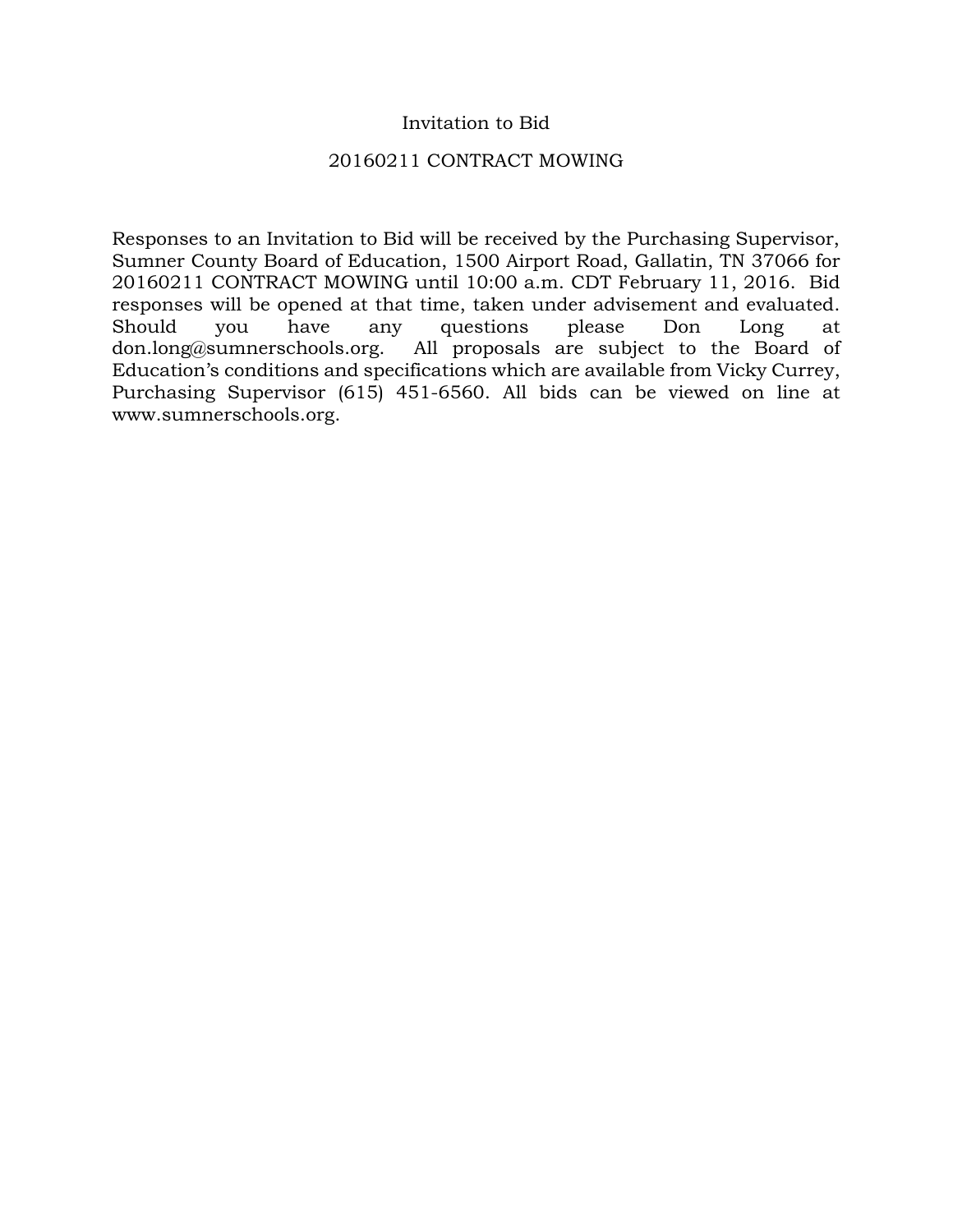# Invitation to Bid

## 20160211 CONTRACT MOWING

Responses to an Invitation to Bid will be received by the Purchasing Supervisor, Sumner County Board of Education, 1500 Airport Road, Gallatin, TN 37066 for 20160211 CONTRACT MOWING until 10:00 a.m. CDT February 11, 2016. Bid responses will be opened at that time, taken under advisement and evaluated. Should you have any questions please Don Long at don.long@sumnerschools.org. All proposals are subject to the Board of Education's conditions and specifications which are available from Vicky Currey, Purchasing Supervisor (615) 451-6560. All bids can be viewed on line at www.sumnerschools.org.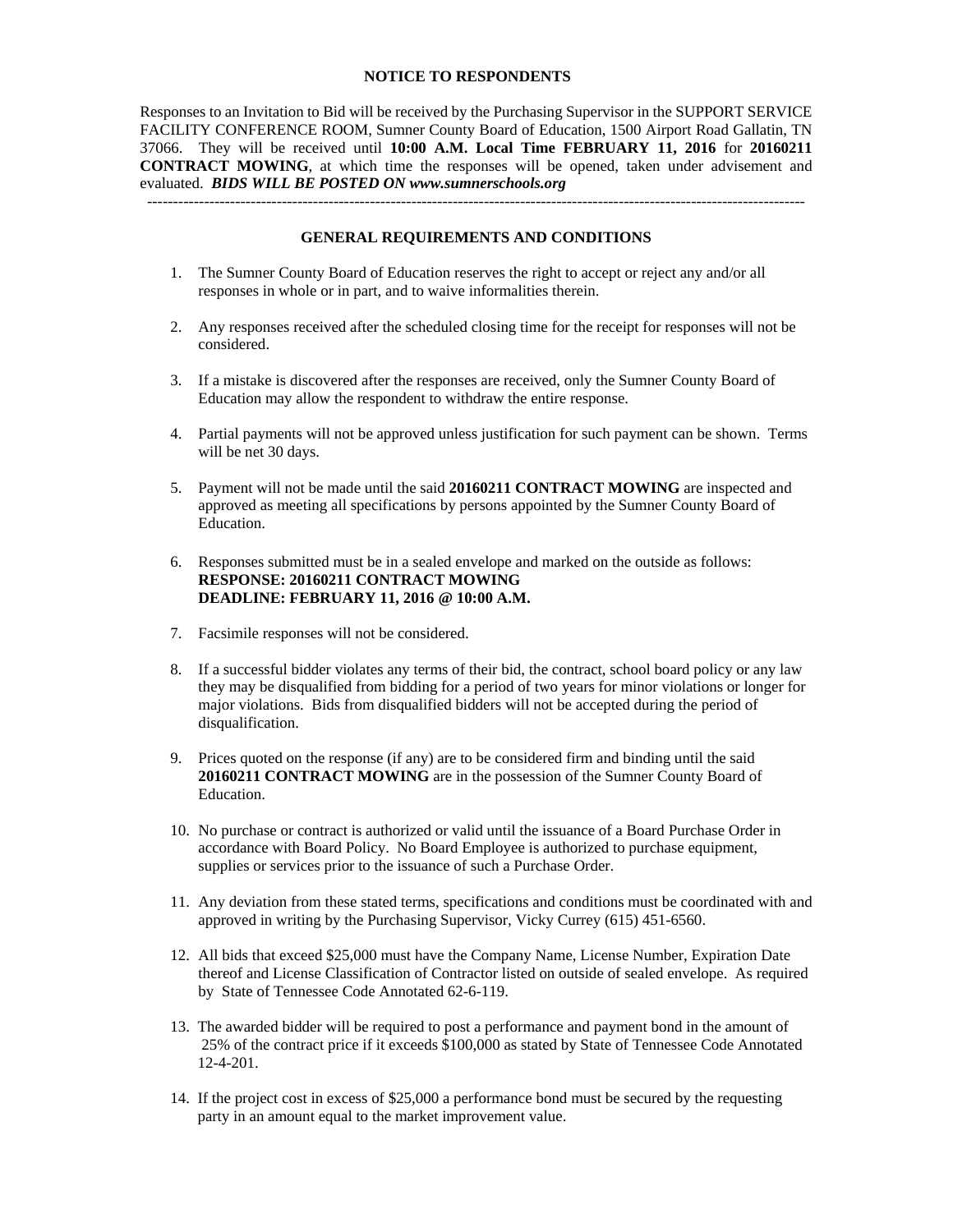## NOTICE TO RESPONDENTS

Responses to an Invitation to Bid will be received by the Purchasing Supervisor in the SUPPORT SERVICE FACILITY CONFERENCE ROOM, Sumner County Board of Education, 1500 Airport Road Gallatin, TN 37066. They will be received until **10:00 A.M. Local Time FEBRUARY 11, 2016** for **20160211 CONTRACT MOWING**, at which time the responses will be opened, taken under advisement and evaluated. ***BIDS WILL BE POSTED ON www.sumnerschools.org***

---

## GENERAL REQUIREMENTS AND CONDITIONS

1. The Sumner County Board of Education reserves the right to accept or reject any and/or all responses in whole or in part, and to waive informalities therein.

2. Any responses received after the scheduled closing time for the receipt for responses will not be considered.

3. If a mistake is discovered after the responses are received, only the Sumner County Board of Education may allow the respondent to withdraw the entire response.

4. Partial payments will not be approved unless justification for such payment can be shown. Terms will be net 30 days.

5. Payment will not be made until the said **20160211 CONTRACT MOWING** are inspected and approved as meeting all specifications by persons appointed by the Sumner County Board of Education.

6. Responses submitted must be in a sealed envelope and marked on the outside as follows:
   **RESPONSE: 20160211 CONTRACT MOWING**
   **DEADLINE: FEBRUARY 11, 2016 @ 10:00 A.M.**

7. Facsimile responses will not be considered.

8. If a successful bidder violates any terms of their bid, the contract, school board policy or any law they may be disqualified from bidding for a period of two years for minor violations or longer for major violations. Bids from disqualified bidders will not be accepted during the period of disqualification.

9. Prices quoted on the response (if any) are to be considered firm and binding until the said **20160211 CONTRACT MOWING** are in the possession of the Sumner County Board of Education.

10. No purchase or contract is authorized or valid until the issuance of a Board Purchase Order in accordance with Board Policy. No Board Employee is authorized to purchase equipment, supplies or services prior to the issuance of such a Purchase Order.

11. Any deviation from these stated terms, specifications and conditions must be coordinated with and approved in writing by the Purchasing Supervisor, Vicky Currey (615) 451-6560.

12. All bids that exceed $25,000 must have the Company Name, License Number, Expiration Date thereof and License Classification of Contractor listed on outside of sealed envelope. As required by State of Tennessee Code Annotated 62-6-119.

13. The awarded bidder will be required to post a performance and payment bond in the amount of 25% of the contract price if it exceeds $100,000 as stated by State of Tennessee Code Annotated 12-4-201.

14. If the project cost in excess of $25,000 a performance bond must be secured by the requesting party in an amount equal to the market improvement value.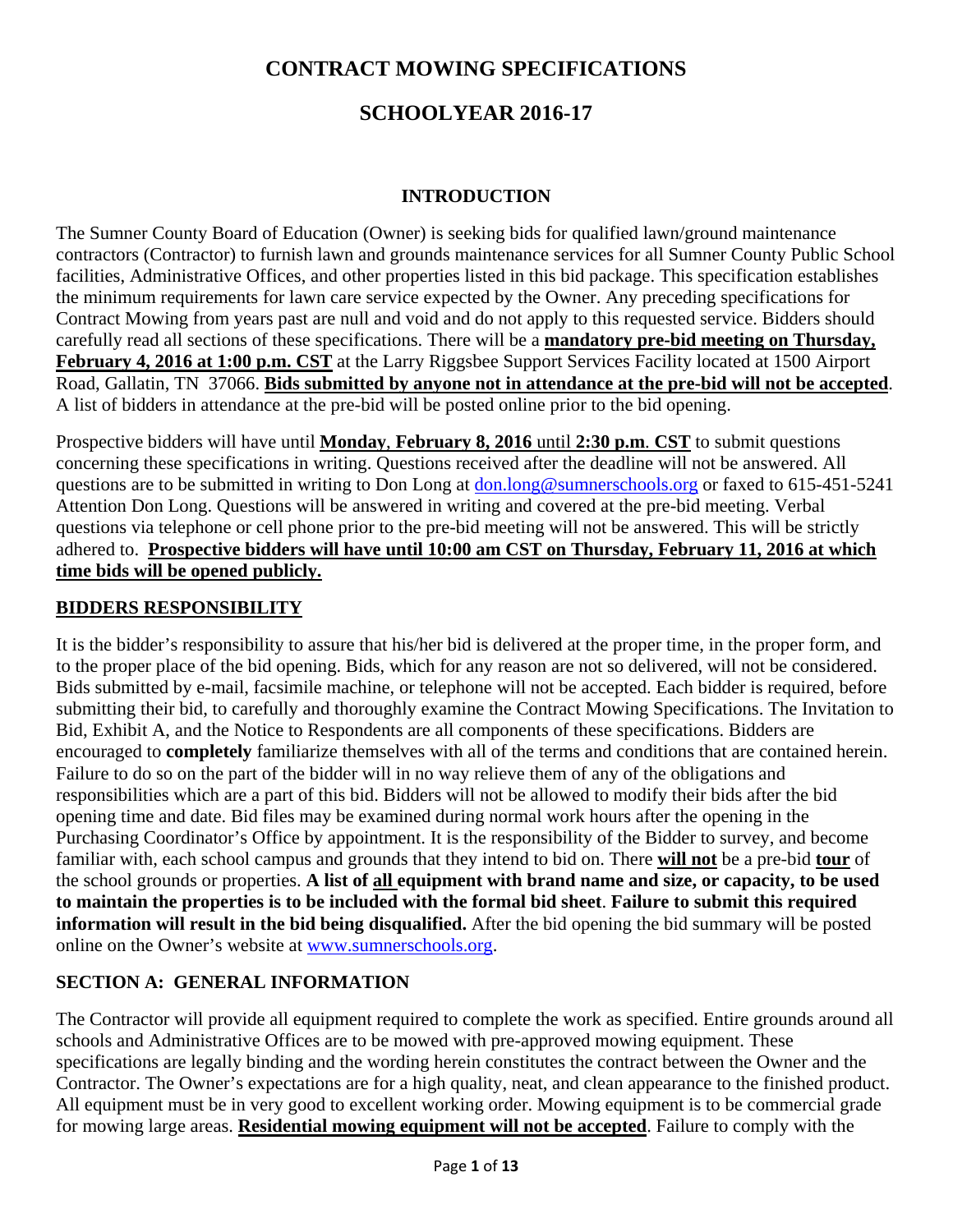# CONTRACT MOWING SPECIFICATIONS

# SCHOOLYEAR 2016-17

## INTRODUCTION

The Sumner County Board of Education (Owner) is seeking bids for qualified lawn/ground maintenance contractors (Contractor) to furnish lawn and grounds maintenance services for all Sumner County Public School facilities, Administrative Offices, and other properties listed in this bid package. This specification establishes the minimum requirements for lawn care service expected by the Owner. Any preceding specifications for Contract Mowing from years past are null and void and do not apply to this requested service. Bidders should carefully read all sections of these specifications. There will be a **<u>mandatory pre-bid meeting on Thursday, February 4, 2016 at 1:00 p.m. CST</u>** at the Larry Riggsbee Support Services Facility located at 1500 Airport Road, Gallatin, TN 37066. **<u>Bids submitted by anyone not in attendance at the pre-bid will not be accepted</u>**. A list of bidders in attendance at the pre-bid will be posted online prior to the bid opening.

Prospective bidders will have until **<u>Monday</u>, <u>February 8, 2016</u>** <u>until</u> **<u>2:30 p.m</u>. <u>CST</u>** to submit questions concerning these specifications in writing. Questions received after the deadline will not be answered. All questions are to be submitted in writing to Don Long at don.long@sumnerschools.org or faxed to 615-451-5241 Attention Don Long. Questions will be answered in writing and covered at the pre-bid meeting. Verbal questions via telephone or cell phone prior to the pre-bid meeting will not be answered. This will be strictly adhered to. **<u>Prospective bidders will have until 10:00 am CST on Thursday, February 11, 2016 at which time bids will be opened publicly.</u>**

## <u>BIDDERS RESPONSIBILITY</u>

It is the bidder's responsibility to assure that his/her bid is delivered at the proper time, in the proper form, and to the proper place of the bid opening. Bids, which for any reason are not so delivered, will not be considered. Bids submitted by e-mail, facsimile machine, or telephone will not be accepted. Each bidder is required, before submitting their bid, to carefully and thoroughly examine the Contract Mowing Specifications. The Invitation to Bid, Exhibit A, and the Notice to Respondents are all components of these specifications. Bidders are encouraged to **completely** familiarize themselves with all of the terms and conditions that are contained herein. Failure to do so on the part of the bidder will in no way relieve them of any of the obligations and responsibilities which are a part of this bid. Bidders will not be allowed to modify their bids after the bid opening time and date. Bid files may be examined during normal work hours after the opening in the Purchasing Coordinator's Office by appointment. It is the responsibility of the Bidder to survey, and become familiar with, each school campus and grounds that they intend to bid on. There **<u>will not</u>** be a pre-bid **<u>tour</u>** of the school grounds or properties. **A list of <u>all</u> equipment with brand name and size, or capacity, to be used to maintain the properties is to be included with the formal bid sheet**. **Failure to submit this required information will result in the bid being disqualified.** After the bid opening the bid summary will be posted online on the Owner's website at www.sumnerschools.org.

## SECTION A: GENERAL INFORMATION

The Contractor will provide all equipment required to complete the work as specified. Entire grounds around all schools and Administrative Offices are to be mowed with pre-approved mowing equipment. These specifications are legally binding and the wording herein constitutes the contract between the Owner and the Contractor. The Owner's expectations are for a high quality, neat, and clean appearance to the finished product. All equipment must be in very good to excellent working order. Mowing equipment is to be commercial grade for mowing large areas. **<u>Residential mowing equipment will not be accepted</u>**. Failure to comply with the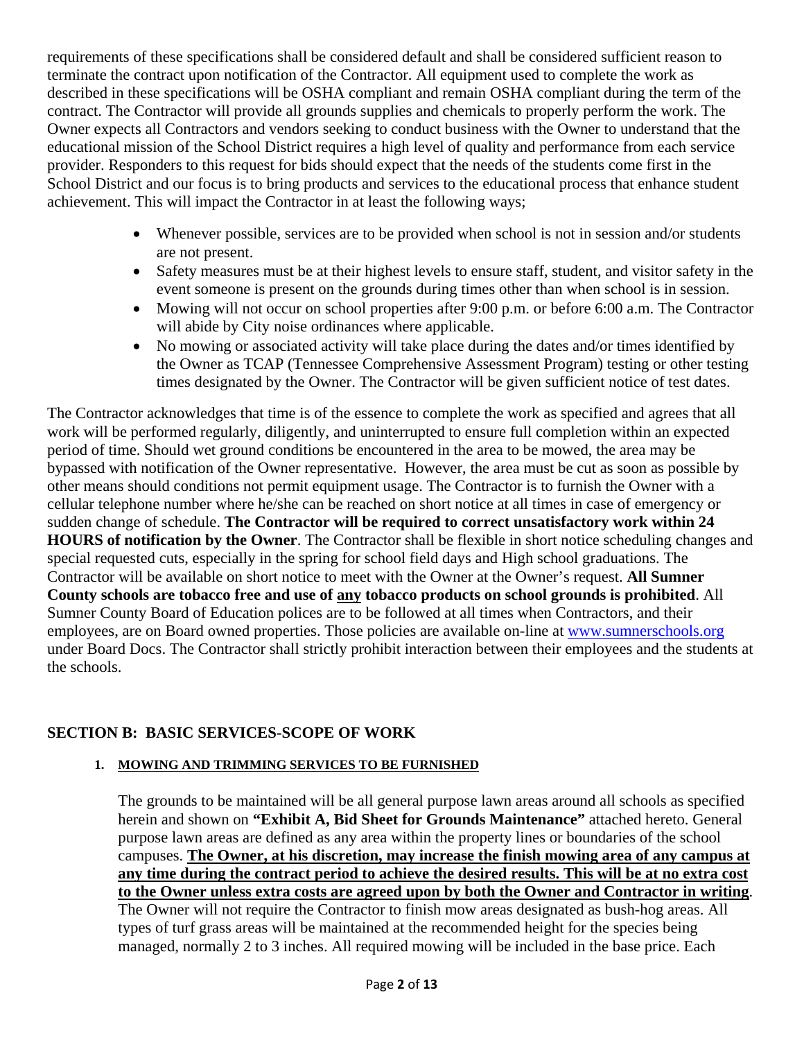requirements of these specifications shall be considered default and shall be considered sufficient reason to terminate the contract upon notification of the Contractor. All equipment used to complete the work as described in these specifications will be OSHA compliant and remain OSHA compliant during the term of the contract. The Contractor will provide all grounds supplies and chemicals to properly perform the work. The Owner expects all Contractors and vendors seeking to conduct business with the Owner to understand that the educational mission of the School District requires a high level of quality and performance from each service provider. Responders to this request for bids should expect that the needs of the students come first in the School District and our focus is to bring products and services to the educational process that enhance student achievement. This will impact the Contractor in at least the following ways;

- Whenever possible, services are to be provided when school is not in session and/or students are not present.
- Safety measures must be at their highest levels to ensure staff, student, and visitor safety in the event someone is present on the grounds during times other than when school is in session.
- Mowing will not occur on school properties after 9:00 p.m. or before 6:00 a.m. The Contractor will abide by City noise ordinances where applicable.
- No mowing or associated activity will take place during the dates and/or times identified by the Owner as TCAP (Tennessee Comprehensive Assessment Program) testing or other testing times designated by the Owner. The Contractor will be given sufficient notice of test dates.

The Contractor acknowledges that time is of the essence to complete the work as specified and agrees that all work will be performed regularly, diligently, and uninterrupted to ensure full completion within an expected period of time. Should wet ground conditions be encountered in the area to be mowed, the area may be bypassed with notification of the Owner representative. However, the area must be cut as soon as possible by other means should conditions not permit equipment usage. The Contractor is to furnish the Owner with a cellular telephone number where he/she can be reached on short notice at all times in case of emergency or sudden change of schedule. **The Contractor will be required to correct unsatisfactory work within 24 HOURS of notification by the Owner**. The Contractor shall be flexible in short notice scheduling changes and special requested cuts, especially in the spring for school field days and High school graduations. The Contractor will be available on short notice to meet with the Owner at the Owner's request. **All Sumner County schools are tobacco free and use of <u>any</u> tobacco products on school grounds is prohibited**. All Sumner County Board of Education polices are to be followed at all times when Contractors, and their employees, are on Board owned properties. Those policies are available on-line at www.sumnerschools.org under Board Docs. The Contractor shall strictly prohibit interaction between their employees and the students at the schools.

## SECTION B: BASIC SERVICES-SCOPE OF WORK

### 1. MOWING AND TRIMMING SERVICES TO BE FURNISHED

The grounds to be maintained will be all general purpose lawn areas around all schools as specified herein and shown on **"Exhibit A, Bid Sheet for Grounds Maintenance"** attached hereto. General purpose lawn areas are defined as any area within the property lines or boundaries of the school campuses. **<u>The Owner, at his discretion, may increase the finish mowing area of any campus at any time during the contract period to achieve the desired results. This will be at no extra cost to the Owner unless extra costs are agreed upon by both the Owner and Contractor in writing</u>**. The Owner will not require the Contractor to finish mow areas designated as bush-hog areas. All types of turf grass areas will be maintained at the recommended height for the species being managed, normally 2 to 3 inches. All required mowing will be included in the base price. Each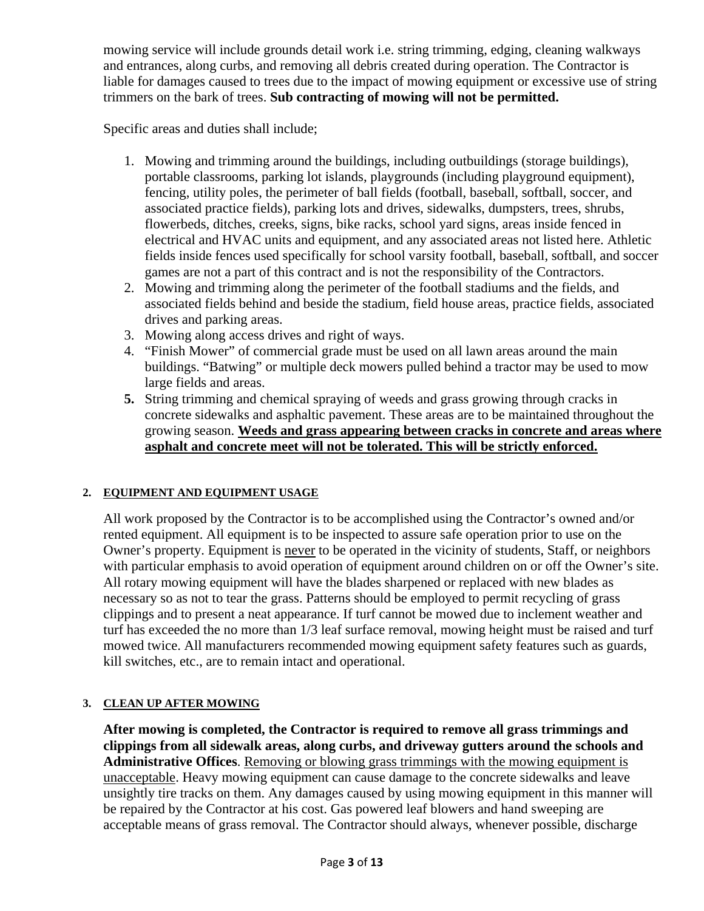mowing service will include grounds detail work i.e. string trimming, edging, cleaning walkways and entrances, along curbs, and removing all debris created during operation. The Contractor is liable for damages caused to trees due to the impact of mowing equipment or excessive use of string trimmers on the bark of trees. **Sub contracting of mowing will not be permitted.**

Specific areas and duties shall include;

1. Mowing and trimming around the buildings, including outbuildings (storage buildings), portable classrooms, parking lot islands, playgrounds (including playground equipment), fencing, utility poles, the perimeter of ball fields (football, baseball, softball, soccer, and associated practice fields), parking lots and drives, sidewalks, dumpsters, trees, shrubs, flowerbeds, ditches, creeks, signs, bike racks, school yard signs, areas inside fenced in electrical and HVAC units and equipment, and any associated areas not listed here. Athletic fields inside fences used specifically for school varsity football, baseball, softball, and soccer games are not a part of this contract and is not the responsibility of the Contractors.
2. Mowing and trimming along the perimeter of the football stadiums and the fields, and associated fields behind and beside the stadium, field house areas, practice fields, associated drives and parking areas.
3. Mowing along access drives and right of ways.
4. "Finish Mower" of commercial grade must be used on all lawn areas around the main buildings. "Batwing" or multiple deck mowers pulled behind a tractor may be used to mow large fields and areas.
5. String trimming and chemical spraying of weeds and grass growing through cracks in concrete sidewalks and asphaltic pavement. These areas are to be maintained throughout the growing season. <u>**Weeds and grass appearing between cracks in concrete and areas where asphalt and concrete meet will not be tolerated. This will be strictly enforced.**</u>

### 2. <u>EQUIPMENT AND EQUIPMENT USAGE</u>

All work proposed by the Contractor is to be accomplished using the Contractor's owned and/or rented equipment. All equipment is to be inspected to assure safe operation prior to use on the Owner's property. Equipment is <u>never</u> to be operated in the vicinity of students, Staff, or neighbors with particular emphasis to avoid operation of equipment around children on or off the Owner's site. All rotary mowing equipment will have the blades sharpened or replaced with new blades as necessary so as not to tear the grass. Patterns should be employed to permit recycling of grass clippings and to present a neat appearance. If turf cannot be mowed due to inclement weather and turf has exceeded the no more than 1/3 leaf surface removal, mowing height must be raised and turf mowed twice. All manufacturers recommended mowing equipment safety features such as guards, kill switches, etc., are to remain intact and operational.

### 3. <u>CLEAN UP AFTER MOWING</u>

**After mowing is completed, the Contractor is required to remove all grass trimmings and clippings from all sidewalk areas, along curbs, and driveway gutters around the schools and Administrative Offices**. <u>Removing or blowing grass trimmings with the mowing equipment is unacceptable</u>. Heavy mowing equipment can cause damage to the concrete sidewalks and leave unsightly tire tracks on them. Any damages caused by using mowing equipment in this manner will be repaired by the Contractor at his cost. Gas powered leaf blowers and hand sweeping are acceptable means of grass removal. The Contractor should always, whenever possible, discharge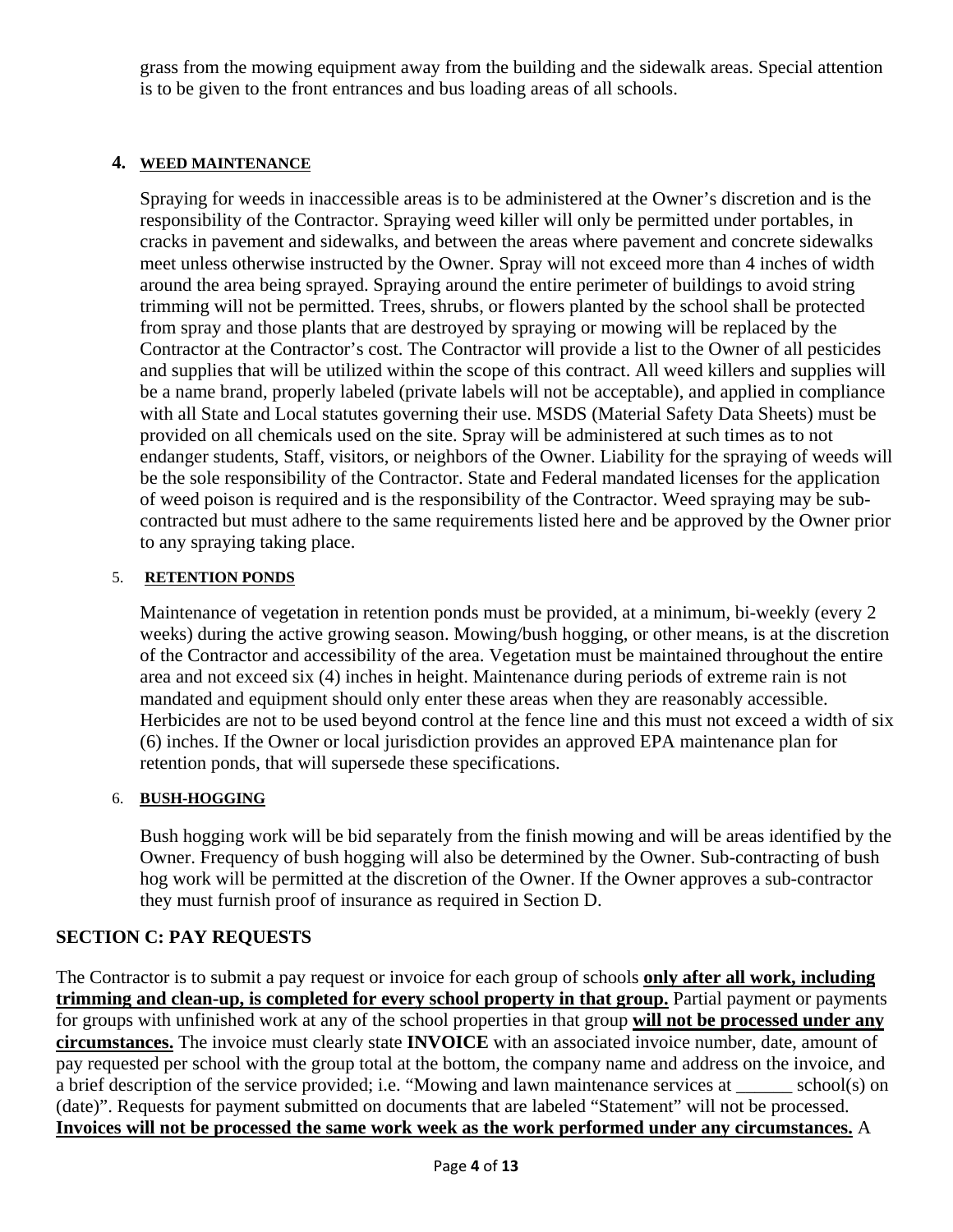grass from the mowing equipment away from the building and the sidewalk areas. Special attention is to be given to the front entrances and bus loading areas of all schools.

**4. WEED MAINTENANCE**

Spraying for weeds in inaccessible areas is to be administered at the Owner's discretion and is the responsibility of the Contractor. Spraying weed killer will only be permitted under portables, in cracks in pavement and sidewalks, and between the areas where pavement and concrete sidewalks meet unless otherwise instructed by the Owner. Spray will not exceed more than 4 inches of width around the area being sprayed. Spraying around the entire perimeter of buildings to avoid string trimming will not be permitted. Trees, shrubs, or flowers planted by the school shall be protected from spray and those plants that are destroyed by spraying or mowing will be replaced by the Contractor at the Contractor's cost. The Contractor will provide a list to the Owner of all pesticides and supplies that will be utilized within the scope of this contract. All weed killers and supplies will be a name brand, properly labeled (private labels will not be acceptable), and applied in compliance with all State and Local statutes governing their use. MSDS (Material Safety Data Sheets) must be provided on all chemicals used on the site. Spray will be administered at such times as to not endanger students, Staff, visitors, or neighbors of the Owner. Liability for the spraying of weeds will be the sole responsibility of the Contractor. State and Federal mandated licenses for the application of weed poison is required and is the responsibility of the Contractor. Weed spraying may be sub-contracted but must adhere to the same requirements listed here and be approved by the Owner prior to any spraying taking place.

**5. RETENTION PONDS**

Maintenance of vegetation in retention ponds must be provided, at a minimum, bi-weekly (every 2 weeks) during the active growing season. Mowing/bush hogging, or other means, is at the discretion of the Contractor and accessibility of the area. Vegetation must be maintained throughout the entire area and not exceed six (4) inches in height. Maintenance during periods of extreme rain is not mandated and equipment should only enter these areas when they are reasonably accessible. Herbicides are not to be used beyond control at the fence line and this must not exceed a width of six (6) inches. If the Owner or local jurisdiction provides an approved EPA maintenance plan for retention ponds, that will supersede these specifications.

**6. BUSH-HOGGING**

Bush hogging work will be bid separately from the finish mowing and will be areas identified by the Owner. Frequency of bush hogging will also be determined by the Owner. Sub-contracting of bush hog work will be permitted at the discretion of the Owner. If the Owner approves a sub-contractor they must furnish proof of insurance as required in Section D.

## SECTION C: PAY REQUESTS

The Contractor is to submit a pay request or invoice for each group of schools **only after all work, including trimming and clean-up, is completed for every school property in that group.** Partial payment or payments for groups with unfinished work at any of the school properties in that group **will not be processed under any circumstances.** The invoice must clearly state **INVOICE** with an associated invoice number, date, amount of pay requested per school with the group total at the bottom, the company name and address on the invoice, and a brief description of the service provided; i.e. "Mowing and lawn maintenance services at ______ school(s) on (date)". Requests for payment submitted on documents that are labeled "Statement" will not be processed. **Invoices will not be processed the same work week as the work performed under any circumstances.** A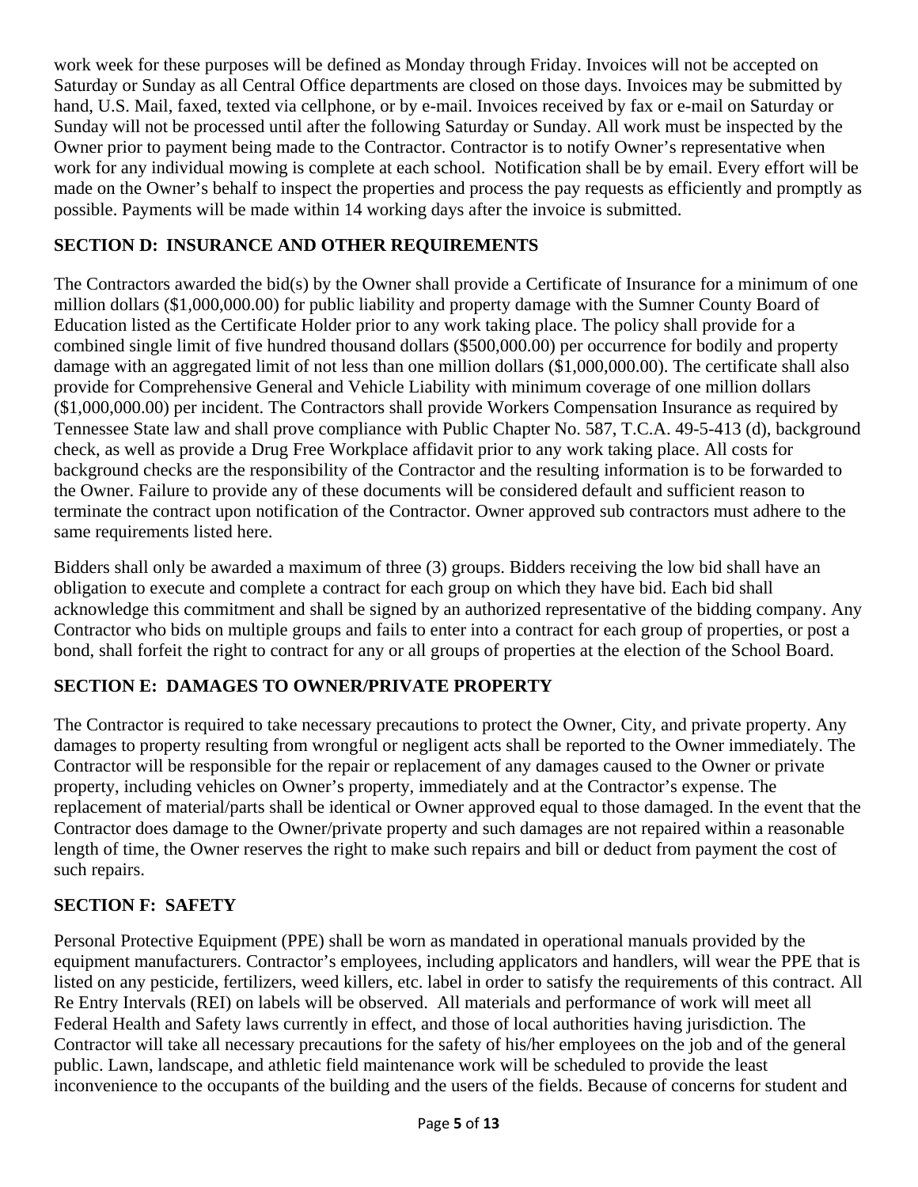work week for these purposes will be defined as Monday through Friday. Invoices will not be accepted on Saturday or Sunday as all Central Office departments are closed on those days. Invoices may be submitted by hand, U.S. Mail, faxed, texted via cellphone, or by e-mail. Invoices received by fax or e-mail on Saturday or Sunday will not be processed until after the following Saturday or Sunday. All work must be inspected by the Owner prior to payment being made to the Contractor. Contractor is to notify Owner's representative when work for any individual mowing is complete at each school. Notification shall be by email. Every effort will be made on the Owner's behalf to inspect the properties and process the pay requests as efficiently and promptly as possible. Payments will be made within 14 working days after the invoice is submitted.

**SECTION D: INSURANCE AND OTHER REQUIREMENTS**

The Contractors awarded the bid(s) by the Owner shall provide a Certificate of Insurance for a minimum of one million dollars ($1,000,000.00) for public liability and property damage with the Sumner County Board of Education listed as the Certificate Holder prior to any work taking place. The policy shall provide for a combined single limit of five hundred thousand dollars ($500,000.00) per occurrence for bodily and property damage with an aggregated limit of not less than one million dollars ($1,000,000.00). The certificate shall also provide for Comprehensive General and Vehicle Liability with minimum coverage of one million dollars ($1,000,000.00) per incident. The Contractors shall provide Workers Compensation Insurance as required by Tennessee State law and shall prove compliance with Public Chapter No. 587, T.C.A. 49-5-413 (d), background check, as well as provide a Drug Free Workplace affidavit prior to any work taking place. All costs for background checks are the responsibility of the Contractor and the resulting information is to be forwarded to the Owner. Failure to provide any of these documents will be considered default and sufficient reason to terminate the contract upon notification of the Contractor. Owner approved sub contractors must adhere to the same requirements listed here.

Bidders shall only be awarded a maximum of three (3) groups. Bidders receiving the low bid shall have an obligation to execute and complete a contract for each group on which they have bid. Each bid shall acknowledge this commitment and shall be signed by an authorized representative of the bidding company. Any Contractor who bids on multiple groups and fails to enter into a contract for each group of properties, or post a bond, shall forfeit the right to contract for any or all groups of properties at the election of the School Board.

**SECTION E: DAMAGES TO OWNER/PRIVATE PROPERTY**

The Contractor is required to take necessary precautions to protect the Owner, City, and private property. Any damages to property resulting from wrongful or negligent acts shall be reported to the Owner immediately. The Contractor will be responsible for the repair or replacement of any damages caused to the Owner or private property, including vehicles on Owner's property, immediately and at the Contractor's expense. The replacement of material/parts shall be identical or Owner approved equal to those damaged. In the event that the Contractor does damage to the Owner/private property and such damages are not repaired within a reasonable length of time, the Owner reserves the right to make such repairs and bill or deduct from payment the cost of such repairs.

**SECTION F: SAFETY**

Personal Protective Equipment (PPE) shall be worn as mandated in operational manuals provided by the equipment manufacturers. Contractor's employees, including applicators and handlers, will wear the PPE that is listed on any pesticide, fertilizers, weed killers, etc. label in order to satisfy the requirements of this contract. All Re Entry Intervals (REI) on labels will be observed. All materials and performance of work will meet all Federal Health and Safety laws currently in effect, and those of local authorities having jurisdiction. The Contractor will take all necessary precautions for the safety of his/her employees on the job and of the general public. Lawn, landscape, and athletic field maintenance work will be scheduled to provide the least inconvenience to the occupants of the building and the users of the fields. Because of concerns for student and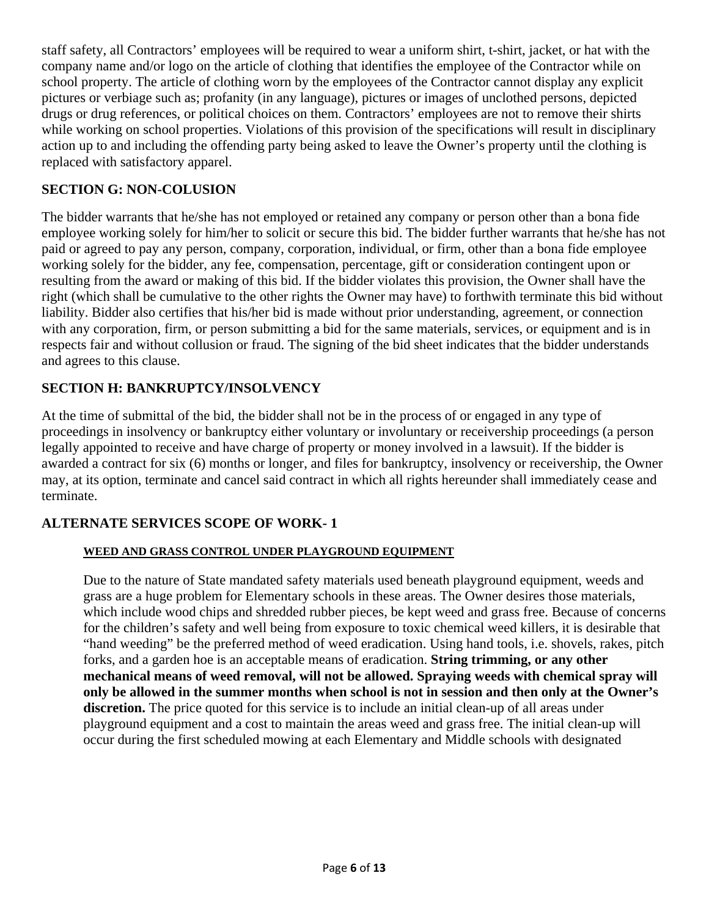staff safety, all Contractors' employees will be required to wear a uniform shirt, t-shirt, jacket, or hat with the company name and/or logo on the article of clothing that identifies the employee of the Contractor while on school property. The article of clothing worn by the employees of the Contractor cannot display any explicit pictures or verbiage such as; profanity (in any language), pictures or images of unclothed persons, depicted drugs or drug references, or political choices on them. Contractors' employees are not to remove their shirts while working on school properties. Violations of this provision of the specifications will result in disciplinary action up to and including the offending party being asked to leave the Owner's property until the clothing is replaced with satisfactory apparel.

## SECTION G: NON-COLUSION

The bidder warrants that he/she has not employed or retained any company or person other than a bona fide employee working solely for him/her to solicit or secure this bid. The bidder further warrants that he/she has not paid or agreed to pay any person, company, corporation, individual, or firm, other than a bona fide employee working solely for the bidder, any fee, compensation, percentage, gift or consideration contingent upon or resulting from the award or making of this bid. If the bidder violates this provision, the Owner shall have the right (which shall be cumulative to the other rights the Owner may have) to forthwith terminate this bid without liability. Bidder also certifies that his/her bid is made without prior understanding, agreement, or connection with any corporation, firm, or person submitting a bid for the same materials, services, or equipment and is in respects fair and without collusion or fraud. The signing of the bid sheet indicates that the bidder understands and agrees to this clause.

## SECTION H: BANKRUPTCY/INSOLVENCY

At the time of submittal of the bid, the bidder shall not be in the process of or engaged in any type of proceedings in insolvency or bankruptcy either voluntary or involuntary or receivership proceedings (a person legally appointed to receive and have charge of property or money involved in a lawsuit). If the bidder is awarded a contract for six (6) months or longer, and files for bankruptcy, insolvency or receivership, the Owner may, at its option, terminate and cancel said contract in which all rights hereunder shall immediately cease and terminate.

## ALTERNATE SERVICES SCOPE OF WORK- 1

### WEED AND GRASS CONTROL UNDER PLAYGROUND EQUIPMENT

Due to the nature of State mandated safety materials used beneath playground equipment, weeds and grass are a huge problem for Elementary schools in these areas. The Owner desires those materials, which include wood chips and shredded rubber pieces, be kept weed and grass free. Because of concerns for the children's safety and well being from exposure to toxic chemical weed killers, it is desirable that "hand weeding" be the preferred method of weed eradication. Using hand tools, i.e. shovels, rakes, pitch forks, and a garden hoe is an acceptable means of eradication. **String trimming, or any other mechanical means of weed removal, will not be allowed. Spraying weeds with chemical spray will only be allowed in the summer months when school is not in session and then only at the Owner's discretion.** The price quoted for this service is to include an initial clean-up of all areas under playground equipment and a cost to maintain the areas weed and grass free. The initial clean-up will occur during the first scheduled mowing at each Elementary and Middle schools with designated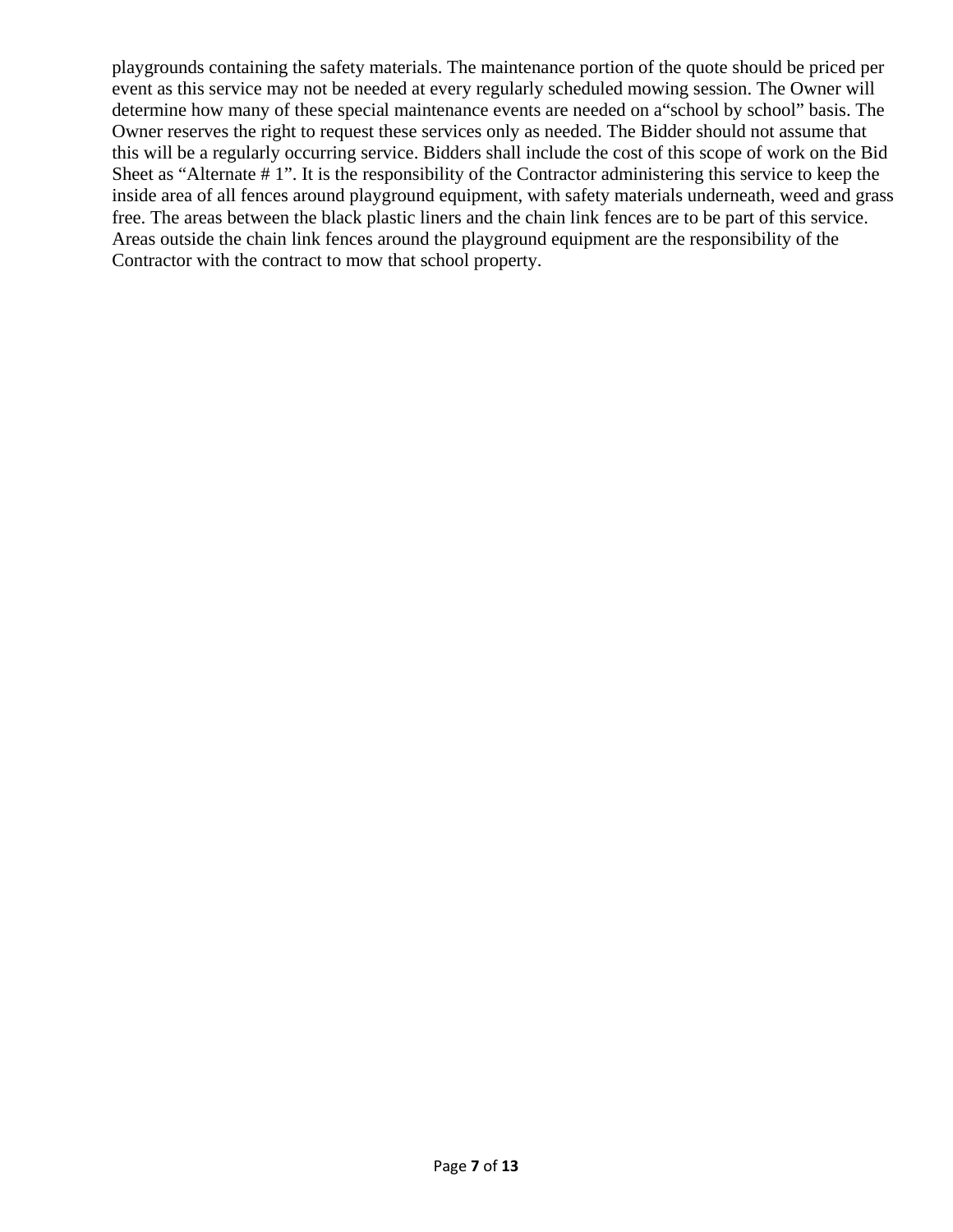playgrounds containing the safety materials. The maintenance portion of the quote should be priced per event as this service may not be needed at every regularly scheduled mowing session. The Owner will determine how many of these special maintenance events are needed on a"school by school" basis. The Owner reserves the right to request these services only as needed. The Bidder should not assume that this will be a regularly occurring service. Bidders shall include the cost of this scope of work on the Bid Sheet as "Alternate # 1". It is the responsibility of the Contractor administering this service to keep the inside area of all fences around playground equipment, with safety materials underneath, weed and grass free. The areas between the black plastic liners and the chain link fences are to be part of this service. Areas outside the chain link fences around the playground equipment are the responsibility of the Contractor with the contract to mow that school property.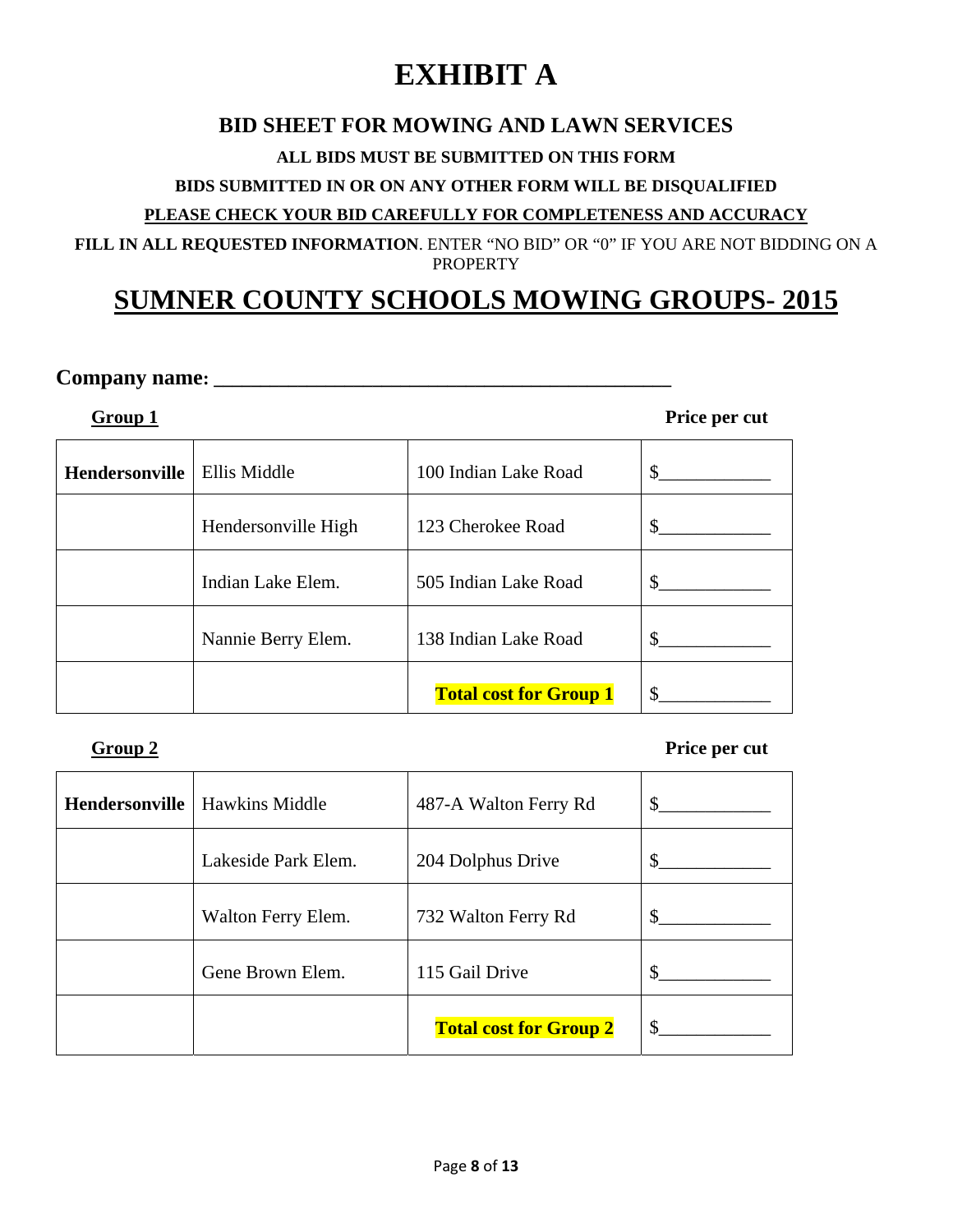# EXHIBIT A

## BID SHEET FOR MOWING AND LAWN SERVICES

**ALL BIDS MUST BE SUBMITTED ON THIS FORM**

**BIDS SUBMITTED IN OR ON ANY OTHER FORM WILL BE DISQUALIFIED**

**PLEASE CHECK YOUR BID CAREFULLY FOR COMPLETENESS AND ACCURACY**

**FILL IN ALL REQUESTED INFORMATION**. ENTER "NO BID" OR "0" IF YOU ARE NOT BIDDING ON A PROPERTY

# SUMNER COUNTY SCHOOLS MOWING GROUPS- 2015

**Company name: ___________________________________________**

**Group 1** — **Price per cut**

| | | | |
|---|---|---|---|
| **Hendersonville** | Ellis Middle | 100 Indian Lake Road | $____________ |
| | Hendersonville High | 123 Cherokee Road | $____________ |
| | Indian Lake Elem. | 505 Indian Lake Road | $____________ |
| | Nannie Berry Elem. | 138 Indian Lake Road | $____________ |
| | | **Total cost for Group 1** | $____________ |

**Group 2** — **Price per cut**

| | | | |
|---|---|---|---|
| **Hendersonville** | Hawkins Middle | 487-A Walton Ferry Rd | $____________ |
| | Lakeside Park Elem. | 204 Dolphus Drive | $____________ |
| | Walton Ferry Elem. | 732 Walton Ferry Rd | $____________ |
| | Gene Brown Elem. | 115 Gail Drive | $____________ |
| | | **Total cost for Group 2** | $____________ |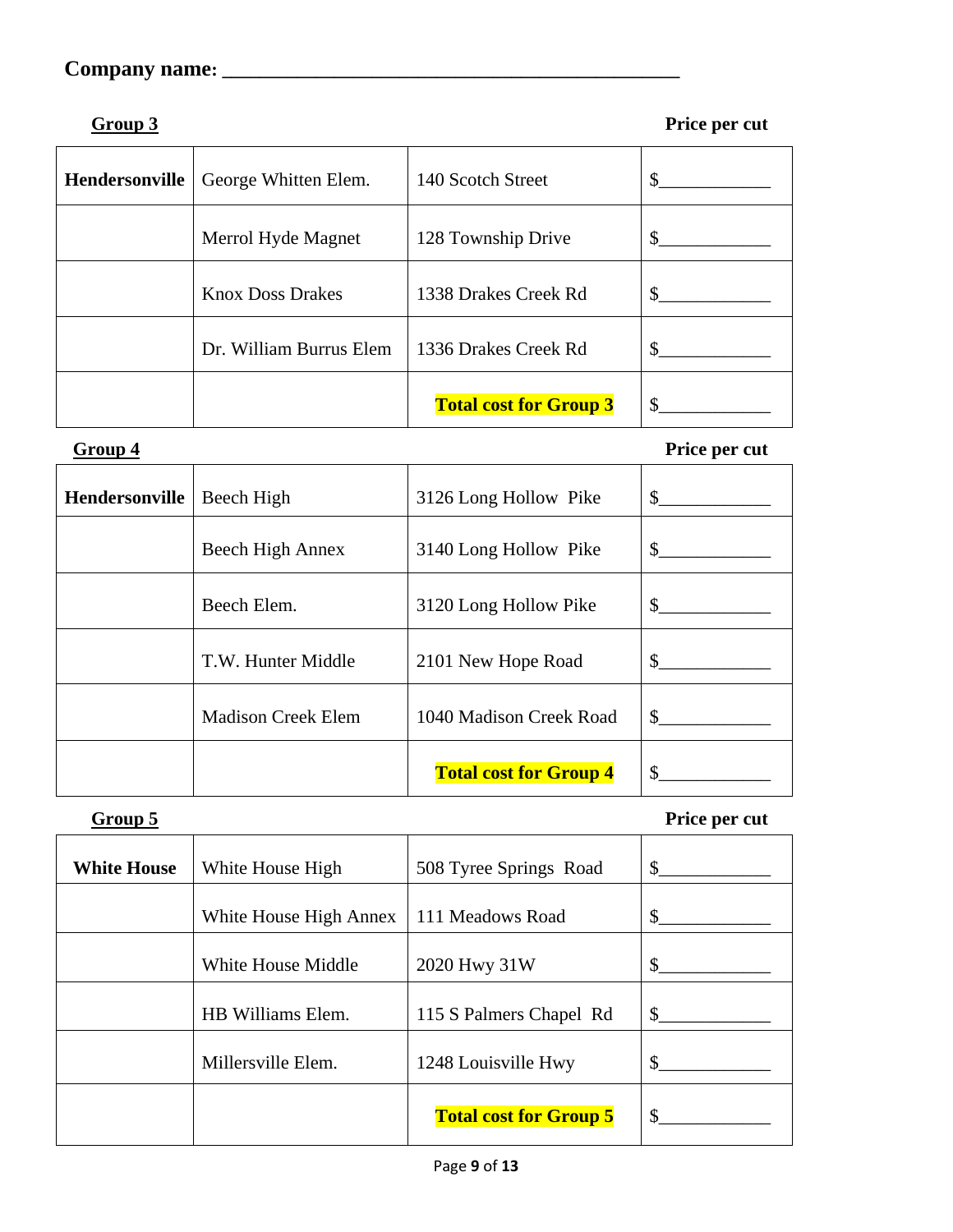**Company name: ___________________________________________**

**Group 3** — **Price per cut**

| | | | |
|---|---|---|---|
| **Hendersonville** | George Whitten Elem. | 140 Scotch Street | $___________ |
| | Merrol Hyde Magnet | 128 Township Drive | $___________ |
| | Knox Doss Drakes | 1338 Drakes Creek Rd | $___________ |
| | Dr. William Burrus Elem | 1336 Drakes Creek Rd | $___________ |
| | | **Total cost for Group 3** | $___________ |

**Group 4** — **Price per cut**

| | | | |
|---|---|---|---|
| **Hendersonville** | Beech High | 3126 Long Hollow Pike | $___________ |
| | Beech High Annex | 3140 Long Hollow Pike | $___________ |
| | Beech Elem. | 3120 Long Hollow Pike | $___________ |
| | T.W. Hunter Middle | 2101 New Hope Road | $___________ |
| | Madison Creek Elem | 1040 Madison Creek Road | $___________ |
| | | **Total cost for Group 4** | $___________ |

**Group 5** — **Price per cut**

| | | | |
|---|---|---|---|
| **White House** | White House High | 508 Tyree Springs Road | $___________ |
| | White House High Annex | 111 Meadows Road | $___________ |
| | White House Middle | 2020 Hwy 31W | $___________ |
| | HB Williams Elem. | 115 S Palmers Chapel Rd | $___________ |
| | Millersville Elem. | 1248 Louisville Hwy | $___________ |
| | | **Total cost for Group 5** | $___________ |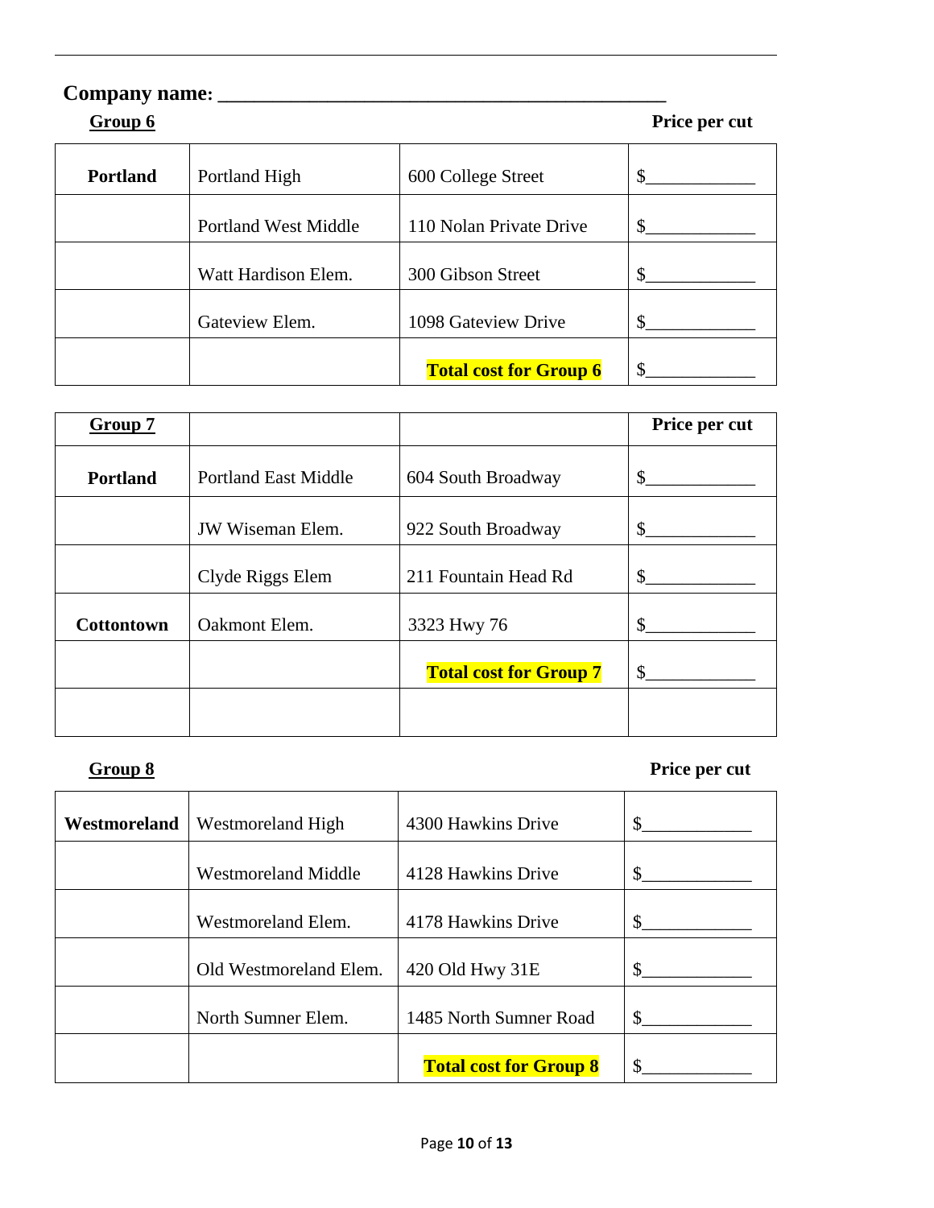**Company name: \_\_\_\_\_\_\_\_\_\_\_\_\_\_\_\_\_\_\_\_\_\_\_\_\_\_\_\_\_\_\_\_\_\_\_\_\_\_\_\_\_\_\_\_**

**Group 6** — **Price per cut**

| | | | |
|---|---|---|---|
| **Portland** | Portland High | 600 College Street | $\_\_\_\_\_\_\_\_\_\_\_\_ |
| | Portland West Middle | 110 Nolan Private Drive | $\_\_\_\_\_\_\_\_\_\_\_\_ |
| | Watt Hardison Elem. | 300 Gibson Street | $\_\_\_\_\_\_\_\_\_\_\_\_ |
| | Gateview Elem. | 1098 Gateview Drive | $\_\_\_\_\_\_\_\_\_\_\_\_ |
| | | **Total cost for Group 6** | $\_\_\_\_\_\_\_\_\_\_\_\_ |

| **Group 7** | | | **Price per cut** |
|---|---|---|---|
| **Portland** | Portland East Middle | 604 South Broadway | $\_\_\_\_\_\_\_\_\_\_\_\_ |
| | JW Wiseman Elem. | 922 South Broadway | $\_\_\_\_\_\_\_\_\_\_\_\_ |
| | Clyde Riggs Elem | 211 Fountain Head Rd | $\_\_\_\_\_\_\_\_\_\_\_\_ |
| **Cottontown** | Oakmont Elem. | 3323 Hwy 76 | $\_\_\_\_\_\_\_\_\_\_\_\_ |
| | | **Total cost for Group 7** | $\_\_\_\_\_\_\_\_\_\_\_\_ |
| | | | |

**Group 8** — **Price per cut**

| | | | |
|---|---|---|---|
| **Westmoreland** | Westmoreland High | 4300 Hawkins Drive | $\_\_\_\_\_\_\_\_\_\_\_\_ |
| | Westmoreland Middle | 4128 Hawkins Drive | $\_\_\_\_\_\_\_\_\_\_\_\_ |
| | Westmoreland Elem. | 4178 Hawkins Drive | $\_\_\_\_\_\_\_\_\_\_\_\_ |
| | Old Westmoreland Elem. | 420 Old Hwy 31E | $\_\_\_\_\_\_\_\_\_\_\_\_ |
| | North Sumner Elem. | 1485 North Sumner Road | $\_\_\_\_\_\_\_\_\_\_\_\_ |
| | | **Total cost for Group 8** | $\_\_\_\_\_\_\_\_\_\_\_\_ |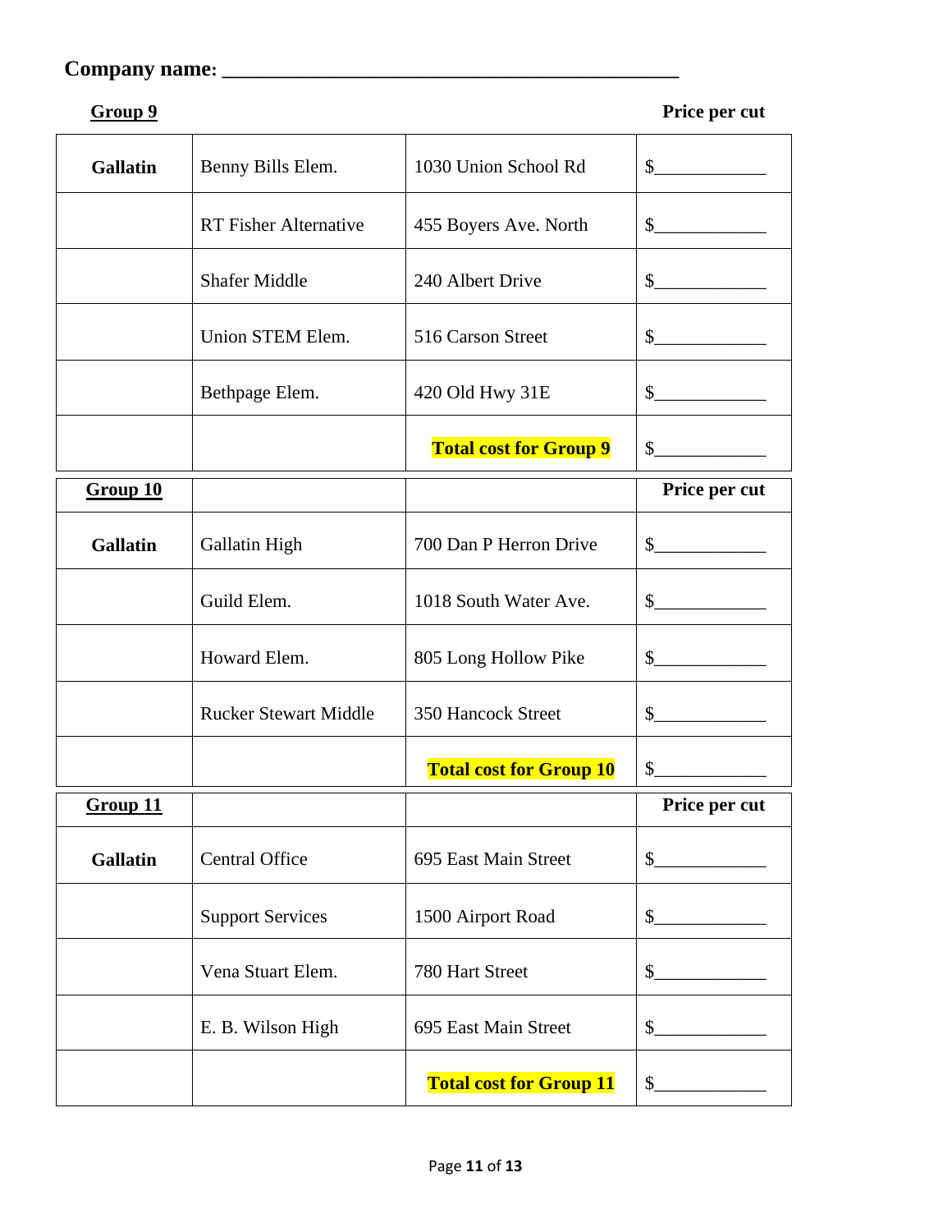**Company name: ___________________________________________**

| **<u>Group 9</u>** | | | **Price per cut** |
|---|---|---|---|
| **Gallatin** | Benny Bills Elem. | 1030 Union School Rd | $___________ |
| | RT Fisher Alternative | 455 Boyers Ave. North | $___________ |
| | Shafer Middle | 240 Albert Drive | $___________ |
| | Union STEM Elem. | 516 Carson Street | $___________ |
| | Bethpage Elem. | 420 Old Hwy 31E | $___________ |
| | | **Total cost for Group 9** | $___________ |
| **<u>Group 10</u>** | | | **Price per cut** |
| **Gallatin** | Gallatin High | 700 Dan P Herron Drive | $___________ |
| | Guild Elem. | 1018 South Water Ave. | $___________ |
| | Howard Elem. | 805 Long Hollow Pike | $___________ |
| | Rucker Stewart Middle | 350 Hancock Street | $___________ |
| | | **Total cost for Group 10** | $___________ |
| **<u>Group 11</u>** | | | **Price per cut** |
| **Gallatin** | Central Office | 695 East Main Street | $___________ |
| | Support Services | 1500 Airport Road | $___________ |
| | Vena Stuart Elem. | 780 Hart Street | $___________ |
| | E. B. Wilson High | 695 East Main Street | $___________ |
| | | **Total cost for Group 11** | $___________ |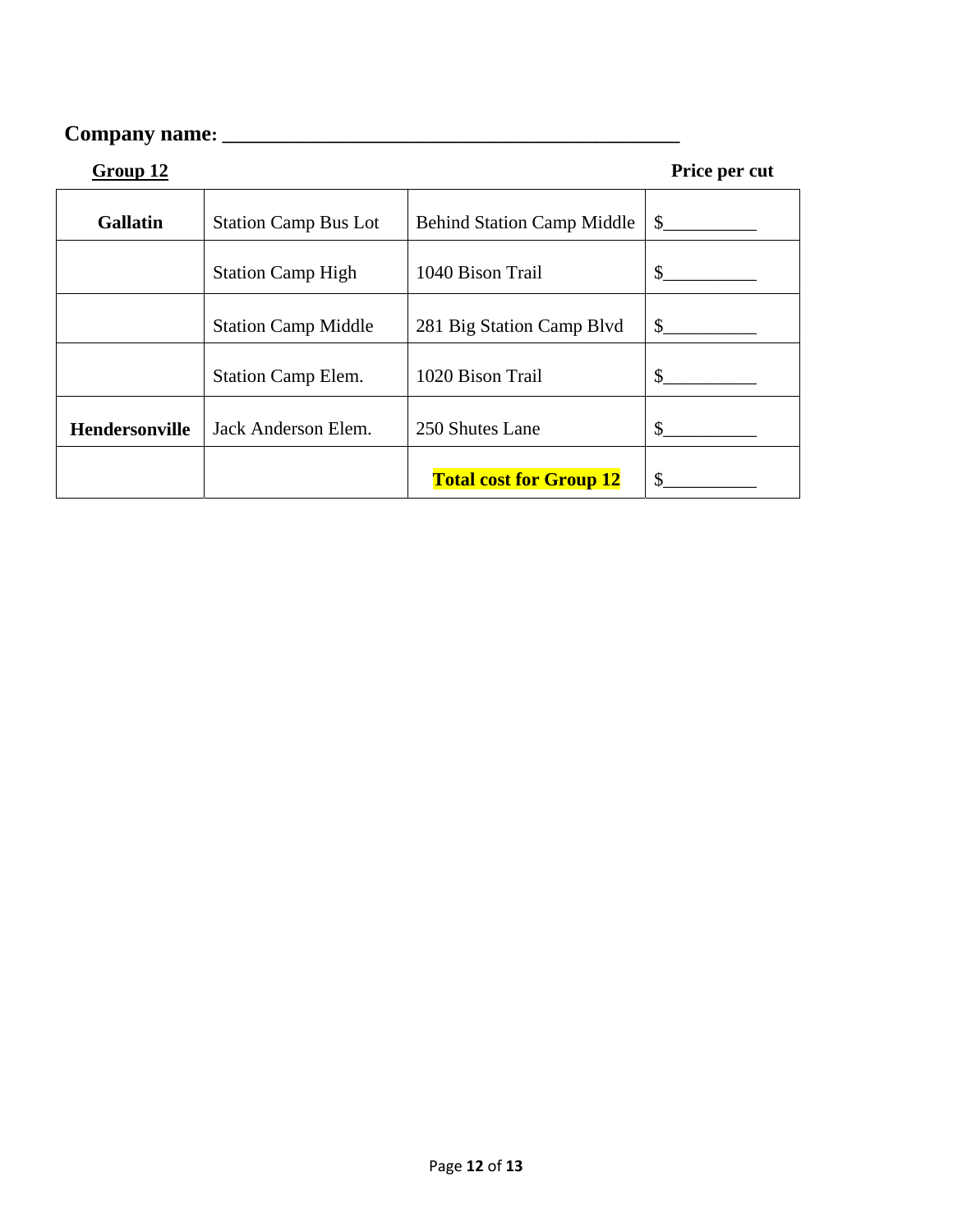**Company name: ___________________________________________**

**<u>Group 12</u>** **Price per cut**

| | | | |
|---|---|---|---|
| **Gallatin** | Station Camp Bus Lot | Behind Station Camp Middle | $__________ |
| | Station Camp High | 1040 Bison Trail | $__________ |
| | Station Camp Middle | 281 Big Station Camp Blvd | $__________ |
| | Station Camp Elem. | 1020 Bison Trail | $__________ |
| **Hendersonville** | Jack Anderson Elem. | 250 Shutes Lane | $__________ |
| | | **Total cost for Group 12** | $__________ |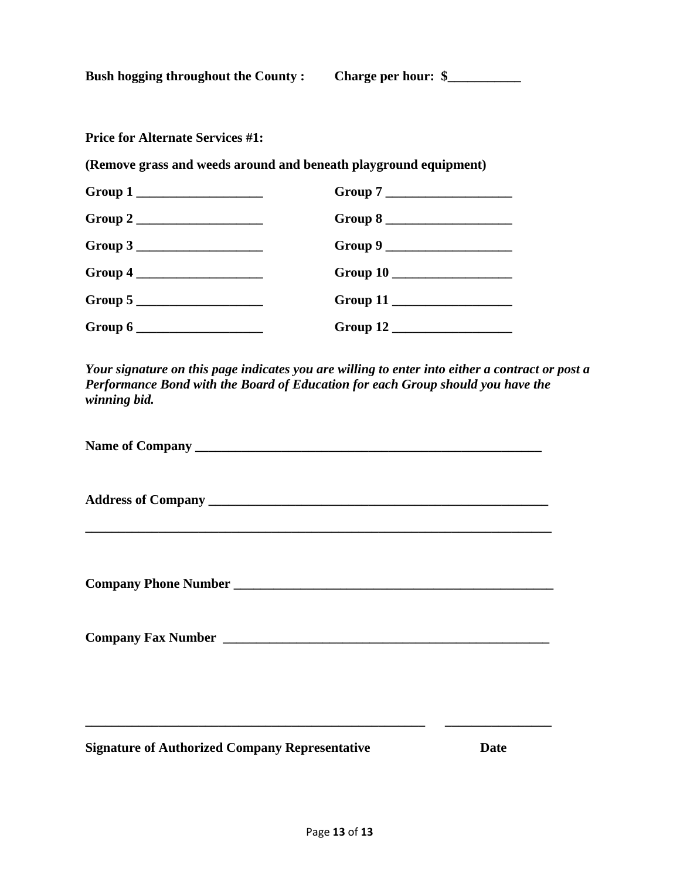**Bush hogging throughout the County :** **Charge per hour: $___________**

**Price for Alternate Services #1:**

**(Remove grass and weeds around and beneath playground equipment)**

| | |
|---|---|
| **Group 1 ___________________** | **Group 7 ___________________** |
| **Group 2 ___________________** | **Group 8 ___________________** |
| **Group 3 ___________________** | **Group 9 ___________________** |
| **Group 4 ___________________** | **Group 10 __________________** |
| **Group 5 ___________________** | **Group 11 __________________** |
| **Group 6 ___________________** | **Group 12 __________________** |

***Your signature on this page indicates you are willing to enter into either a contract or post a Performance Bond with the Board of Education for each Group should you have the winning bid.***

**Name of Company ______________________________________________________**

**Address of Company ____________________________________________________**

**________________________________________________________________________**

**Company Phone Number _________________________________________________**

**Company Fax Number __________________________________________________**

**_____________________________________________________ ________________**

**Signature of Authorized Company Representative** **Date**